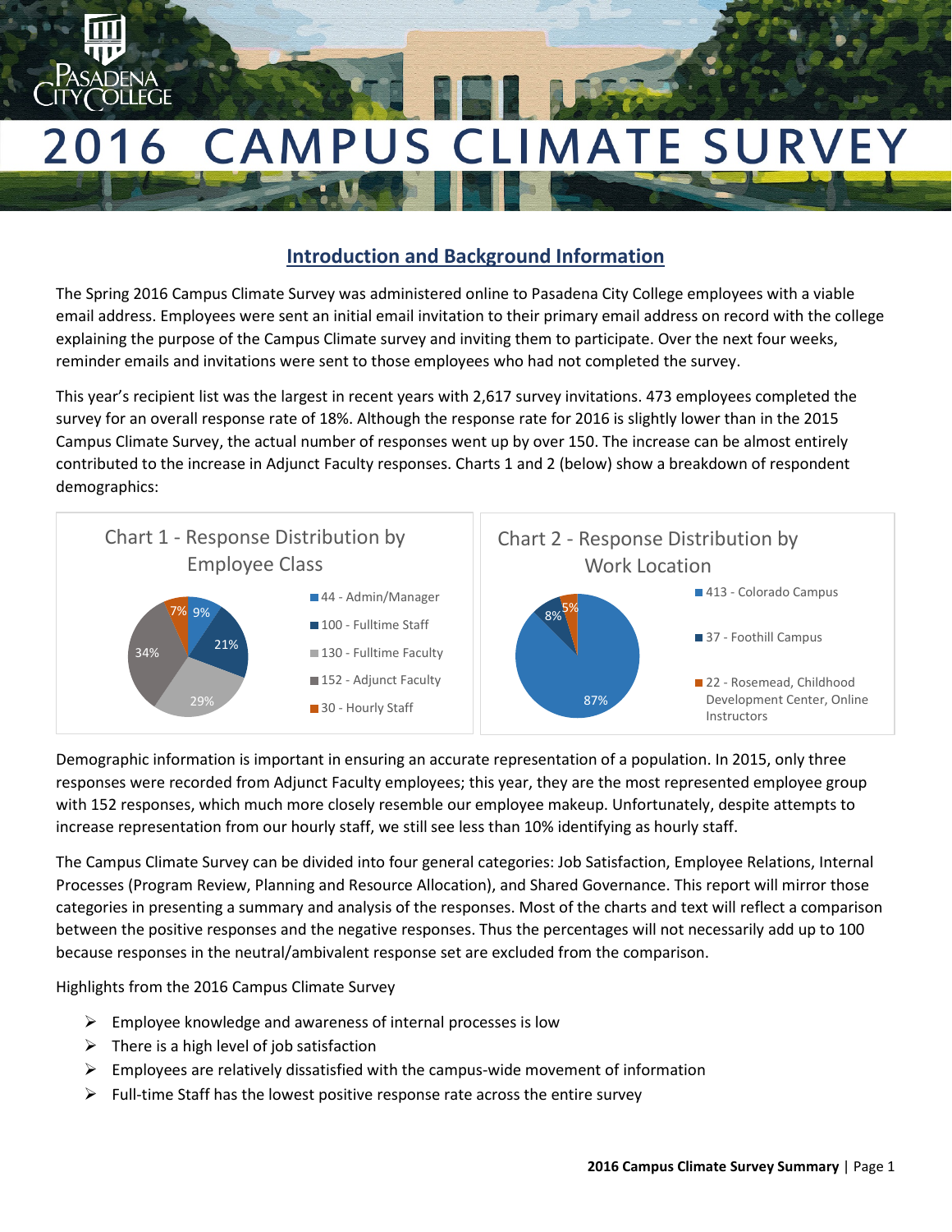# 2016 CAMPUS CLIMATE SURVEY

## Introduction and Background Information

The Spring 2016 Campus Climate Survey was administered online to Pasadena City College employees with a viable email address. Employees were sent an initial email invitation to their primary email address on record with the college explaining the purpose of the Campus Climate survey and inviting them to participate. Over the next four weeks, reminder emails and invitations were sent to those employees who had not completed the survey.

This year's recipient list was the largest in recent years with 2,617 survey invitations. 473 employees completed the survey for an overall response rate of 18%. Although the response rate for 2016 is slightly lower than in the 2015 Campus Climate Survey, the actual number of responses went up by over 150. The increase can be almost entirely contributed to the increase in Adjunct Faculty responses. Charts 1 and 2 (below) show a breakdown of respondent demographics:

**Chart 1 - Response Distribution by Employee Class**

| Employee Class | Responses | Percent |
| --- | --- | --- |
| Admin/Manager | 44 | 9% |
| Fulltime Staff | 100 | 21% |
| Fulltime Faculty | 130 | 29% |
| Adjunct Faculty | 152 | 34% |
| Hourly Staff | 30 | 7% |

**Chart 2 - Response Distribution by Work Location**

| Work Location | Responses | Percent |
| --- | --- | --- |
| Colorado Campus | 413 | 87% |
| Foothill Campus | 37 | 8% |
| Rosemead, Childhood Development Center, Online Instructors | 22 | 5% |

Demographic information is important in ensuring an accurate representation of a population. In 2015, only three responses were recorded from Adjunct Faculty employees; this year, they are the most represented employee group with 152 responses, which much more closely resemble our employee makeup. Unfortunately, despite attempts to increase representation from our hourly staff, we still see less than 10% identifying as hourly staff.

The Campus Climate Survey can be divided into four general categories: Job Satisfaction, Employee Relations, Internal Processes (Program Review, Planning and Resource Allocation), and Shared Governance. This report will mirror those categories in presenting a summary and analysis of the responses. Most of the charts and text will reflect a comparison between the positive responses and the negative responses. Thus the percentages will not necessarily add up to 100 because responses in the neutral/ambivalent response set are excluded from the comparison.

Highlights from the 2016 Campus Climate Survey

- Employee knowledge and awareness of internal processes is low
- There is a high level of job satisfaction
- Employees are relatively dissatisfied with the campus-wide movement of information
- Full-time Staff has the lowest positive response rate across the entire survey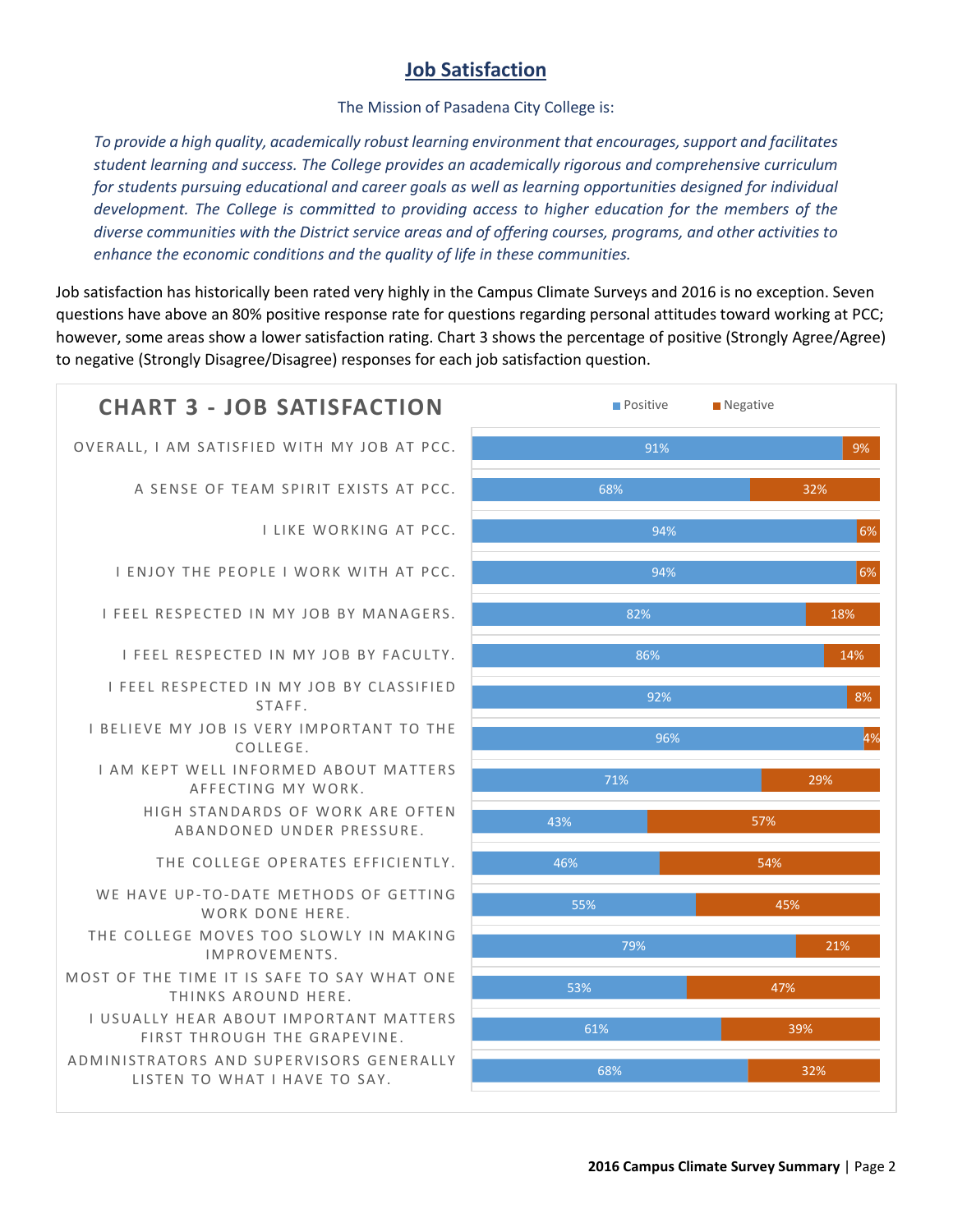## Job Satisfaction

The Mission of Pasadena City College is:

*To provide a high quality, academically robust learning environment that encourages, support and facilitates student learning and success. The College provides an academically rigorous and comprehensive curriculum for students pursuing educational and career goals as well as learning opportunities designed for individual development. The College is committed to providing access to higher education for the members of the diverse communities with the District service areas and of offering courses, programs, and other activities to enhance the economic conditions and the quality of life in these communities.*

Job satisfaction has historically been rated very highly in the Campus Climate Surveys and 2016 is no exception. Seven questions have above an 80% positive response rate for questions regarding personal attitudes toward working at PCC; however, some areas show a lower satisfaction rating. Chart 3 shows the percentage of positive (Strongly Agree/Agree) to negative (Strongly Disagree/Disagree) responses for each job satisfaction question.

**CHART 3 - JOB SATISFACTION**

| Question | Positive | Negative |
|---|---|---|
| OVERALL, I AM SATISFIED WITH MY JOB AT PCC. | 91% | 9% |
| A SENSE OF TEAM SPIRIT EXISTS AT PCC. | 68% | 32% |
| I LIKE WORKING AT PCC. | 94% | 6% |
| I ENJOY THE PEOPLE I WORK WITH AT PCC. | 94% | 6% |
| I FEEL RESPECTED IN MY JOB BY MANAGERS. | 82% | 18% |
| I FEEL RESPECTED IN MY JOB BY FACULTY. | 86% | 14% |
| I FEEL RESPECTED IN MY JOB BY CLASSIFIED STAFF. | 92% | 8% |
| I BELIEVE MY JOB IS VERY IMPORTANT TO THE COLLEGE. | 96% | 4% |
| I AM KEPT WELL INFORMED ABOUT MATTERS AFFECTING MY WORK. | 71% | 29% |
| HIGH STANDARDS OF WORK ARE OFTEN ABANDONED UNDER PRESSURE. | 43% | 57% |
| THE COLLEGE OPERATES EFFICIENTLY. | 46% | 54% |
| WE HAVE UP-TO-DATE METHODS OF GETTING WORK DONE HERE. | 55% | 45% |
| THE COLLEGE MOVES TOO SLOWLY IN MAKING IMPROVEMENTS. | 79% | 21% |
| MOST OF THE TIME IT IS SAFE TO SAY WHAT ONE THINKS AROUND HERE. | 53% | 47% |
| I USUALLY HEAR ABOUT IMPORTANT MATTERS FIRST THROUGH THE GRAPEVINE. | 61% | 39% |
| ADMINISTRATORS AND SUPERVISORS GENERALLY LISTEN TO WHAT I HAVE TO SAY. | 68% | 32% |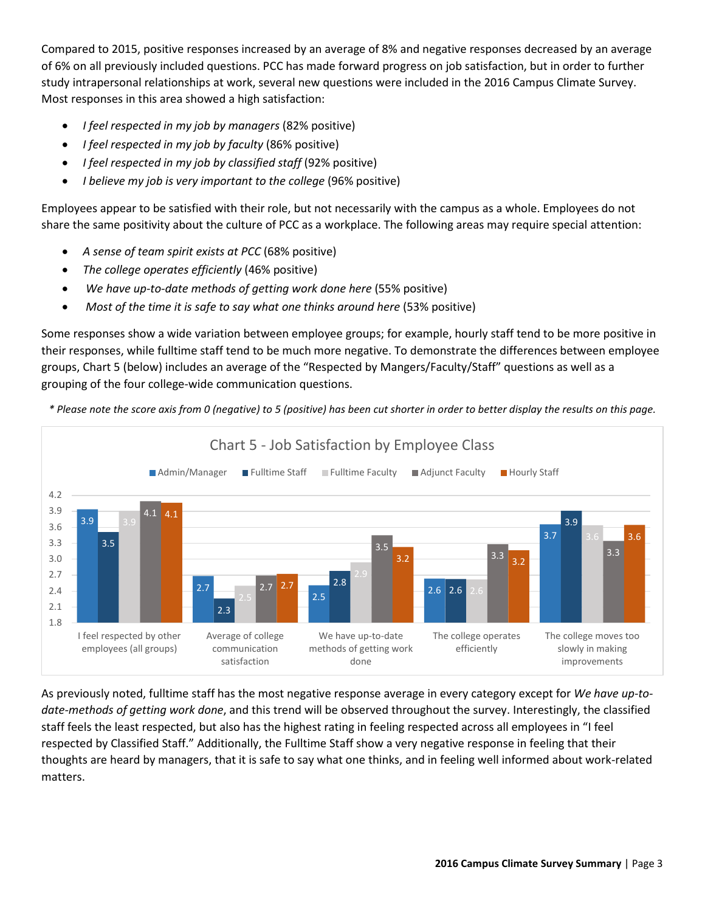Compared to 2015, positive responses increased by an average of 8% and negative responses decreased by an average of 6% on all previously included questions. PCC has made forward progress on job satisfaction, but in order to further study intrapersonal relationships at work, several new questions were included in the 2016 Campus Climate Survey. Most responses in this area showed a high satisfaction:

- *I feel respected in my job by managers* (82% positive)
- *I feel respected in my job by faculty* (86% positive)
- *I feel respected in my job by classified staff* (92% positive)
- *I believe my job is very important to the college* (96% positive)

Employees appear to be satisfied with their role, but not necessarily with the campus as a whole. Employees do not share the same positivity about the culture of PCC as a workplace. The following areas may require special attention:

- *A sense of team spirit exists at PCC* (68% positive)
- *The college operates efficiently* (46% positive)
- *We have up-to-date methods of getting work done here* (55% positive)
- *Most of the time it is safe to say what one thinks around here* (53% positive)

Some responses show a wide variation between employee groups; for example, hourly staff tend to be more positive in their responses, while fulltime staff tend to be much more negative. To demonstrate the differences between employee groups, Chart 5 (below) includes an average of the "Respected by Mangers/Faculty/Staff" questions as well as a grouping of the four college-wide communication questions.

*\* Please note the score axis from 0 (negative) to 5 (positive) has been cut shorter in order to better display the results on this page.*

**Chart 5 - Job Satisfaction by Employee Class**

| | Admin/Manager | Fulltime Staff | Fulltime Faculty | Adjunct Faculty | Hourly Staff |
|---|---|---|---|---|---|
| I feel respected by other employees (all groups) | 3.9 | 3.5 | 3.9 | 4.1 | 4.1 |
| Average of college communication satisfaction | 2.7 | 2.3 | 2.5 | 2.7 | 2.7 |
| We have up-to-date methods of getting work done | 2.5 | 2.8 | 2.9 | 3.5 | 3.2 |
| The college operates efficiently | 2.6 | 2.6 | 2.6 | 3.3 | 3.2 |
| The college moves too slowly in making improvements | 3.7 | 3.9 | 3.6 | 3.3 | 3.6 |

As previously noted, fulltime staff has the most negative response average in every category except for *We have up-to-date-methods of getting work done*, and this trend will be observed throughout the survey. Interestingly, the classified staff feels the least respected, but also has the highest rating in feeling respected across all employees in "I feel respected by Classified Staff." Additionally, the Fulltime Staff show a very negative response in feeling that their thoughts are heard by managers, that it is safe to say what one thinks, and in feeling well informed about work-related matters.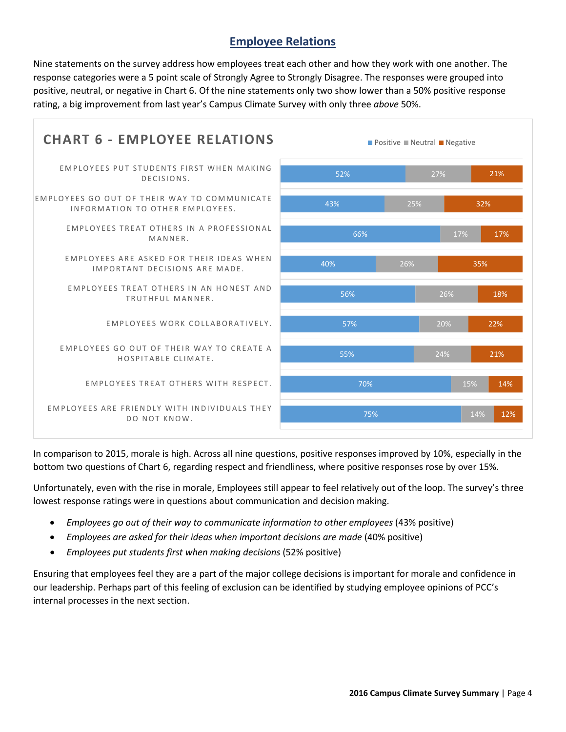## Employee Relations

Nine statements on the survey address how employees treat each other and how they work with one another. The response categories were a 5 point scale of Strongly Agree to Strongly Disagree. The responses were grouped into positive, neutral, or negative in Chart 6. Of the nine statements only two show lower than a 50% positive response rating, a big improvement from last year's Campus Climate Survey with only three *above* 50%.

**CHART 6 - EMPLOYEE RELATIONS**

| Statement | Positive | Neutral | Negative |
|---|---|---|---|
| Employees put students first when making decisions. | 52% | 27% | 21% |
| Employees go out of their way to communicate information to other employees. | 43% | 25% | 32% |
| Employees treat others in a professional manner. | 66% | 17% | 17% |
| Employees are asked for their ideas when important decisions are made. | 40% | 26% | 35% |
| Employees treat others in an honest and truthful manner. | 56% | 26% | 18% |
| Employees work collaboratively. | 57% | 20% | 22% |
| Employees go out of their way to create a hospitable climate. | 55% | 24% | 21% |
| Employees treat others with respect. | 70% | 15% | 14% |
| Employees are friendly with individuals they do not know. | 75% | 14% | 12% |

In comparison to 2015, morale is high. Across all nine questions, positive responses improved by 10%, especially in the bottom two questions of Chart 6, regarding respect and friendliness, where positive responses rose by over 15%.

Unfortunately, even with the rise in morale, Employees still appear to feel relatively out of the loop. The survey's three lowest response ratings were in questions about communication and decision making.

- *Employees go out of their way to communicate information to other employees* (43% positive)
- *Employees are asked for their ideas when important decisions are made* (40% positive)
- *Employees put students first when making decisions* (52% positive)

Ensuring that employees feel they are a part of the major college decisions is important for morale and confidence in our leadership. Perhaps part of this feeling of exclusion can be identified by studying employee opinions of PCC's internal processes in the next section.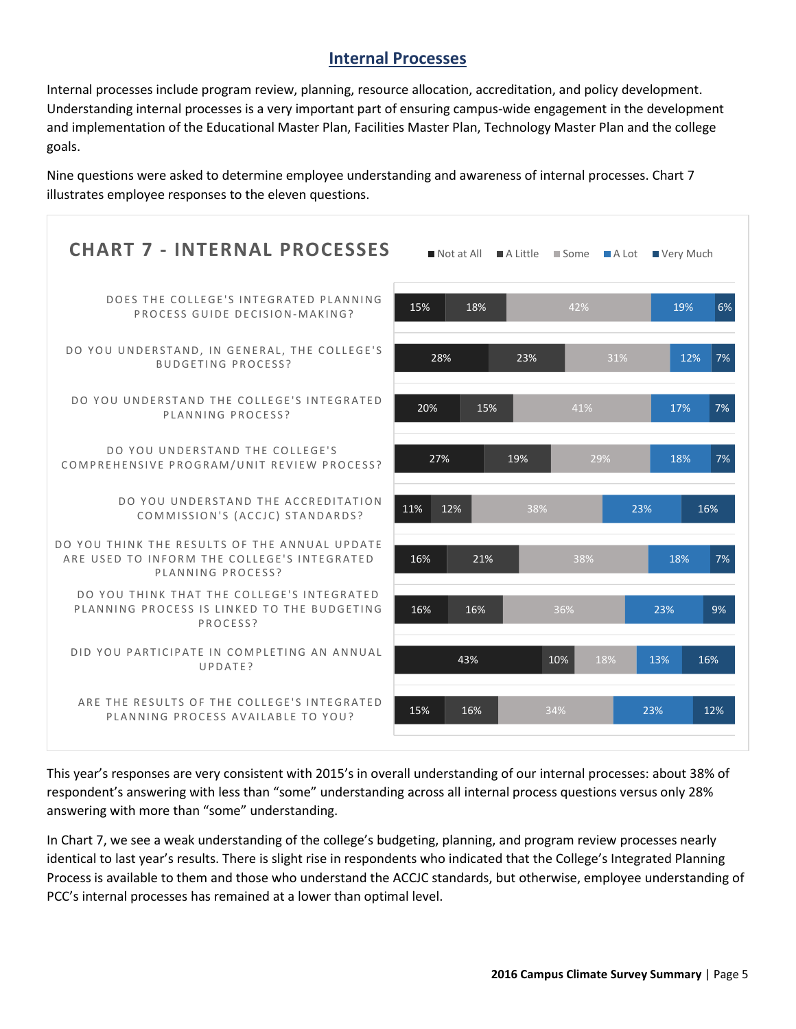## Internal Processes

Internal processes include program review, planning, resource allocation, accreditation, and policy development. Understanding internal processes is a very important part of ensuring campus-wide engagement in the development and implementation of the Educational Master Plan, Facilities Master Plan, Technology Master Plan and the college goals.

Nine questions were asked to determine employee understanding and awareness of internal processes. Chart 7 illustrates employee responses to the eleven questions.

**CHART 7 - INTERNAL PROCESSES**

| Question | Not at All | A Little | Some | A Lot | Very Much |
|---|---|---|---|---|---|
| DOES THE COLLEGE'S INTEGRATED PLANNING PROCESS GUIDE DECISION-MAKING? | 15% | 18% | 42% | 19% | 6% |
| DO YOU UNDERSTAND, IN GENERAL, THE COLLEGE'S BUDGETING PROCESS? | 28% | 23% | 31% | 12% | 7% |
| DO YOU UNDERSTAND THE COLLEGE'S INTEGRATED PLANNING PROCESS? | 20% | 15% | 41% | 17% | 7% |
| DO YOU UNDERSTAND THE COLLEGE'S COMPREHENSIVE PROGRAM/UNIT REVIEW PROCESS? | 27% | 19% | 29% | 18% | 7% |
| DO YOU UNDERSTAND THE ACCREDITATION COMMISSION'S (ACCJC) STANDARDS? | 11% | 12% | 38% | 23% | 16% |
| DO YOU THINK THE RESULTS OF THE ANNUAL UPDATE ARE USED TO INFORM THE COLLEGE'S INTEGRATED PLANNING PROCESS? | 16% | 21% | 38% | 18% | 7% |
| DO YOU THINK THAT THE COLLEGE'S INTEGRATED PLANNING PROCESS IS LINKED TO THE BUDGETING PROCESS? | 16% | 16% | 36% | 23% | 9% |
| DID YOU PARTICIPATE IN COMPLETING AN ANNUAL UPDATE? | 43% | 10% | 18% | 13% | 16% |
| ARE THE RESULTS OF THE COLLEGE'S INTEGRATED PLANNING PROCESS AVAILABLE TO YOU? | 15% | 16% | 34% | 23% | 12% |

This year's responses are very consistent with 2015's in overall understanding of our internal processes: about 38% of respondent's answering with less than "some" understanding across all internal process questions versus only 28% answering with more than "some" understanding.

In Chart 7, we see a weak understanding of the college's budgeting, planning, and program review processes nearly identical to last year's results. There is slight rise in respondents who indicated that the College's Integrated Planning Process is available to them and those who understand the ACCJC standards, but otherwise, employee understanding of PCC's internal processes has remained at a lower than optimal level.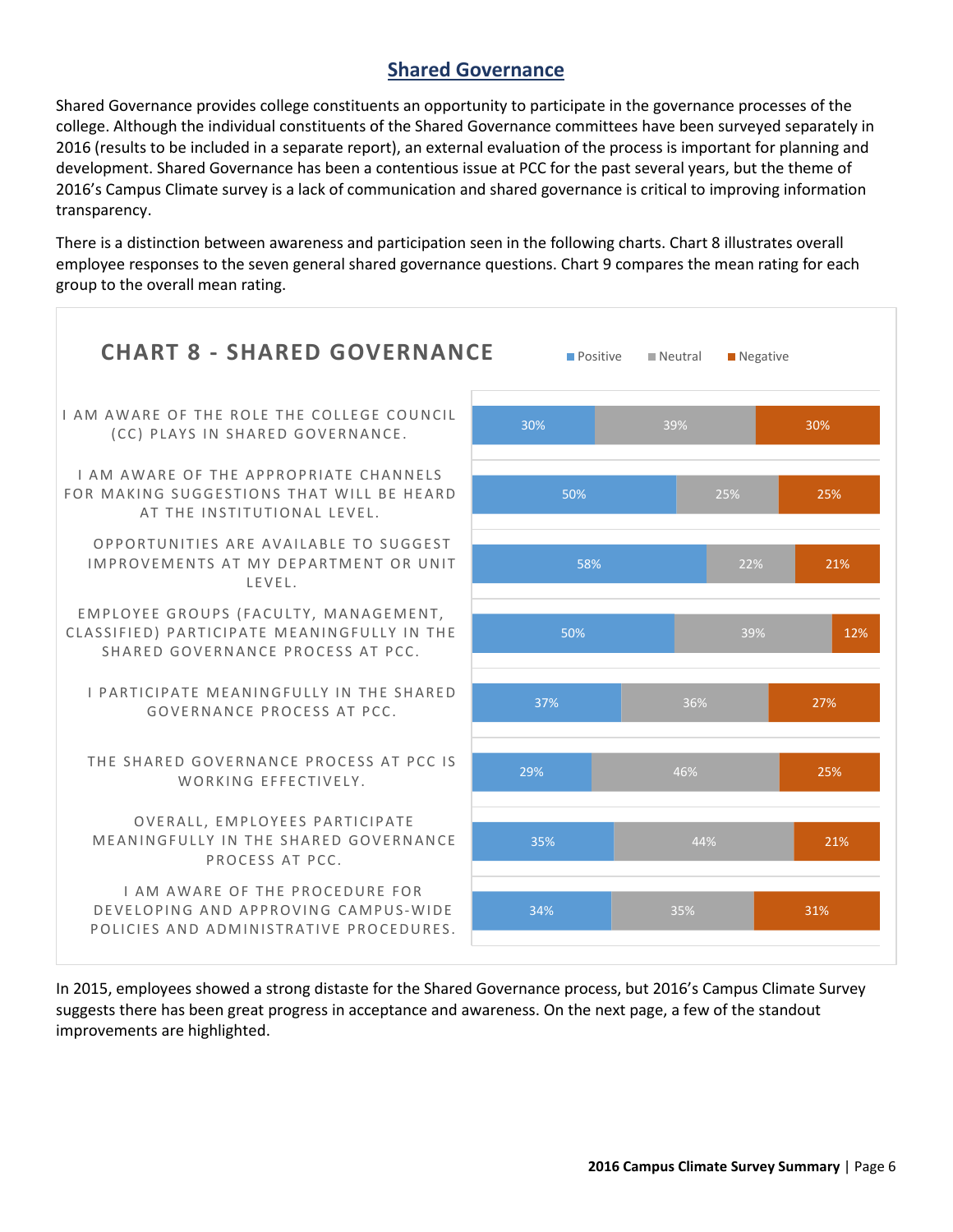## Shared Governance

Shared Governance provides college constituents an opportunity to participate in the governance processes of the college. Although the individual constituents of the Shared Governance committees have been surveyed separately in 2016 (results to be included in a separate report), an external evaluation of the process is important for planning and development. Shared Governance has been a contentious issue at PCC for the past several years, but the theme of 2016's Campus Climate survey is a lack of communication and shared governance is critical to improving information transparency.

There is a distinction between awareness and participation seen in the following charts. Chart 8 illustrates overall employee responses to the seven general shared governance questions. Chart 9 compares the mean rating for each group to the overall mean rating.

**CHART 8 - SHARED GOVERNANCE**

| Statement | Positive | Neutral | Negative |
|---|---|---|---|
| I AM AWARE OF THE ROLE THE COLLEGE COUNCIL (CC) PLAYS IN SHARED GOVERNANCE. | 30% | 39% | 30% |
| I AM AWARE OF THE APPROPRIATE CHANNELS FOR MAKING SUGGESTIONS THAT WILL BE HEARD AT THE INSTITUTIONAL LEVEL. | 50% | 25% | 25% |
| OPPORTUNITIES ARE AVAILABLE TO SUGGEST IMPROVEMENTS AT MY DEPARTMENT OR UNIT LEVEL. | 58% | 22% | 21% |
| EMPLOYEE GROUPS (FACULTY, MANAGEMENT, CLASSIFIED) PARTICIPATE MEANINGFULLY IN THE SHARED GOVERNANCE PROCESS AT PCC. | 50% | 39% | 12% |
| I PARTICIPATE MEANINGFULLY IN THE SHARED GOVERNANCE PROCESS AT PCC. | 37% | 36% | 27% |
| THE SHARED GOVERNANCE PROCESS AT PCC IS WORKING EFFECTIVELY. | 29% | 46% | 25% |
| OVERALL, EMPLOYEES PARTICIPATE MEANINGFULLY IN THE SHARED GOVERNANCE PROCESS AT PCC. | 35% | 44% | 21% |
| I AM AWARE OF THE PROCEDURE FOR DEVELOPING AND APPROVING CAMPUS-WIDE POLICIES AND ADMINISTRATIVE PROCEDURES. | 34% | 35% | 31% |

In 2015, employees showed a strong distaste for the Shared Governance process, but 2016's Campus Climate Survey suggests there has been great progress in acceptance and awareness. On the next page, a few of the standout improvements are highlighted.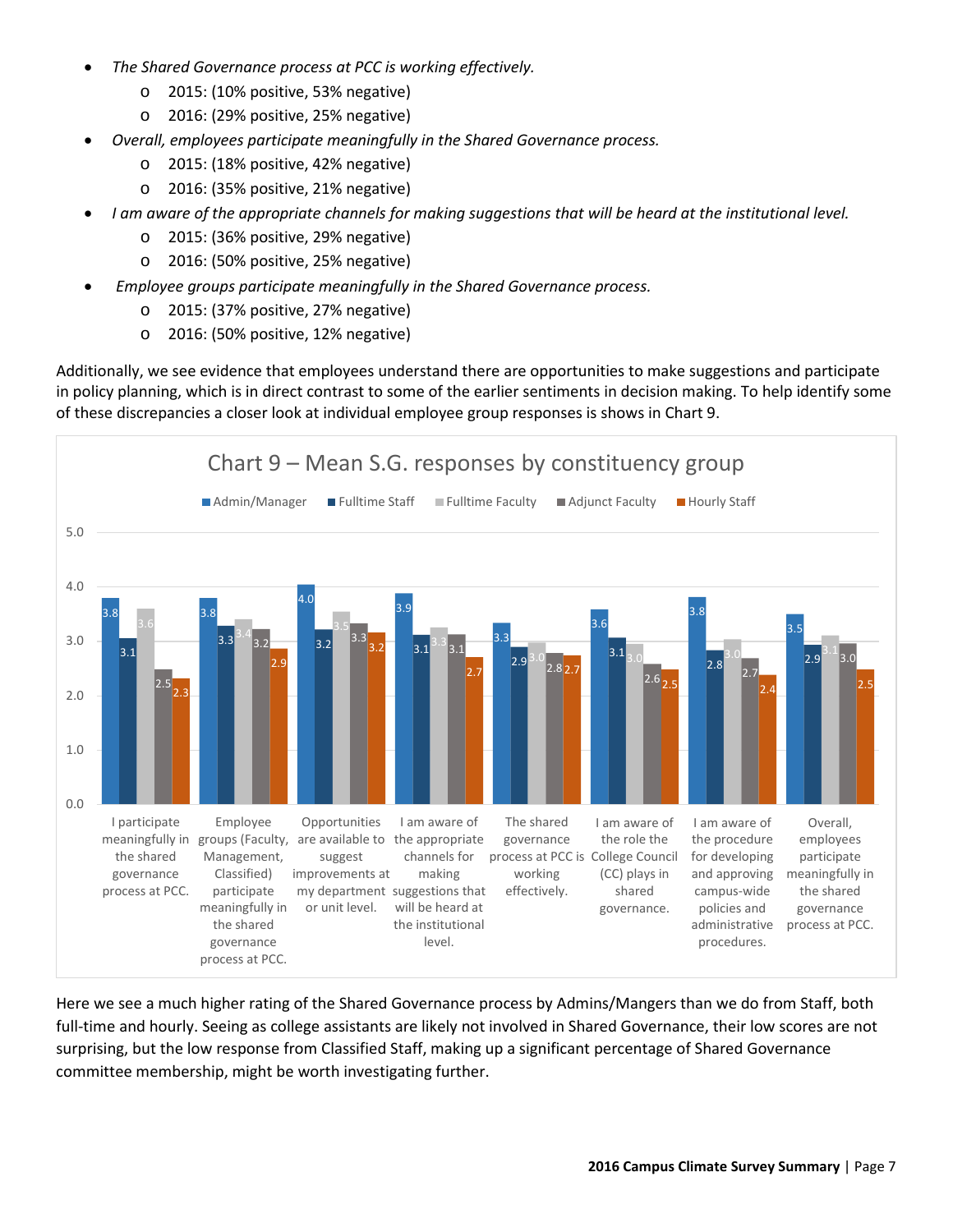- *The Shared Governance process at PCC is working effectively.*
  - 2015: (10% positive, 53% negative)
  - 2016: (29% positive, 25% negative)
- *Overall, employees participate meaningfully in the Shared Governance process.*
  - 2015: (18% positive, 42% negative)
  - 2016: (35% positive, 21% negative)
- *I am aware of the appropriate channels for making suggestions that will be heard at the institutional level.*
  - 2015: (36% positive, 29% negative)
  - 2016: (50% positive, 25% negative)
- *Employee groups participate meaningfully in the Shared Governance process.*
  - 2015: (37% positive, 27% negative)
  - 2016: (50% positive, 12% negative)

Additionally, we see evidence that employees understand there are opportunities to make suggestions and participate in policy planning, which is in direct contrast to some of the earlier sentiments in decision making. To help identify some of these discrepancies a closer look at individual employee group responses is shows in Chart 9.

**Chart 9 – Mean S.G. responses by constituency group**

| Statement | Admin/Manager | Fulltime Staff | Fulltime Faculty | Adjunct Faculty | Hourly Staff |
|---|---|---|---|---|---|
| I participate meaningfully in the shared governance process at PCC. | 3.8 | 3.1 | 3.6 | 2.5 | 2.3 |
| Employee groups (Faculty, Management, Classified) participate meaningfully in the shared governance process at PCC. | 3.8 | 3.3 | 3.4 | 3.2 | 2.9 |
| Opportunities are available to suggest improvements at my department or unit level. | 4.0 | 3.2 | 3.5 | 3.3 | 3.2 |
| I am aware of the appropriate channels for making suggestions that will be heard at the institutional level. | 3.9 | 3.1 | 3.3 | 3.1 | 2.7 |
| The shared governance process at PCC is working effectively. | 3.3 | 2.9 | 3.0 | 2.8 | 2.7 |
| I am aware of the role the College Council (CC) plays in shared governance. | 3.6 | 3.1 | 3.0 | 2.6 | 2.5 |
| I am aware of the procedure for developing and approving campus-wide policies and administrative procedures. | 3.8 | 2.8 | 3.0 | 2.7 | 2.4 |
| Overall, employees participate meaningfully in the shared governance process at PCC. | 3.5 | 2.9 | 3.1 | 3.0 | 2.5 |

Here we see a much higher rating of the Shared Governance process by Admins/Mangers than we do from Staff, both full-time and hourly. Seeing as college assistants are likely not involved in Shared Governance, their low scores are not surprising, but the low response from Classified Staff, making up a significant percentage of Shared Governance committee membership, might be worth investigating further.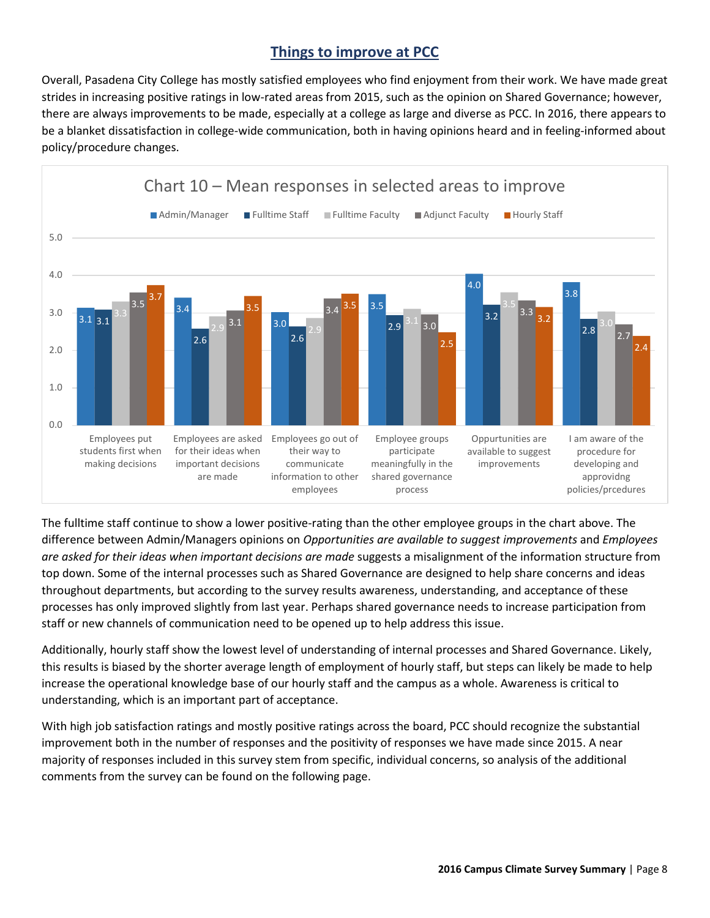## Things to improve at PCC

Overall, Pasadena City College has mostly satisfied employees who find enjoyment from their work. We have made great strides in increasing positive ratings in low-rated areas from 2015, such as the opinion on Shared Governance; however, there are always improvements to be made, especially at a college as large and diverse as PCC. In 2016, there appears to be a blanket dissatisfaction in college-wide communication, both in having opinions heard and in feeling-informed about policy/procedure changes.

**Chart 10 – Mean responses in selected areas to improve**

| | Admin/Manager | Fulltime Staff | Fulltime Faculty | Adjunct Faculty | Hourly Staff |
|---|---|---|---|---|---|
| Employees put students first when making decisions | 3.1 | 3.1 | 3.3 | 3.5 | 3.7 |
| Employees are asked for their ideas when important decisions are made | 3.4 | 2.6 | 2.9 | 3.1 | 3.5 |
| Employees go out of their way to communicate information to other employees | 3.0 | 2.6 | 2.9 | 3.4 | 3.5 |
| Employee groups participate meaningfully in the shared governance process | 3.5 | 2.9 | 3.1 | 3.0 | 2.5 |
| Oppurtunities are available to suggest improvements | 4.0 | 3.2 | 3.5 | 3.3 | 3.2 |
| I am aware of the procedure for developing and approvidng policies/prcedures | 3.8 | 2.8 | 3.0 | 2.7 | 2.4 |

The fulltime staff continue to show a lower positive-rating than the other employee groups in the chart above. The difference between Admin/Managers opinions on *Opportunities are available to suggest improvements* and *Employees are asked for their ideas when important decisions are made* suggests a misalignment of the information structure from top down. Some of the internal processes such as Shared Governance are designed to help share concerns and ideas throughout departments, but according to the survey results awareness, understanding, and acceptance of these processes has only improved slightly from last year. Perhaps shared governance needs to increase participation from staff or new channels of communication need to be opened up to help address this issue.

Additionally, hourly staff show the lowest level of understanding of internal processes and Shared Governance. Likely, this results is biased by the shorter average length of employment of hourly staff, but steps can likely be made to help increase the operational knowledge base of our hourly staff and the campus as a whole. Awareness is critical to understanding, which is an important part of acceptance.

With high job satisfaction ratings and mostly positive ratings across the board, PCC should recognize the substantial improvement both in the number of responses and the positivity of responses we have made since 2015. A near majority of responses included in this survey stem from specific, individual concerns, so analysis of the additional comments from the survey can be found on the following page.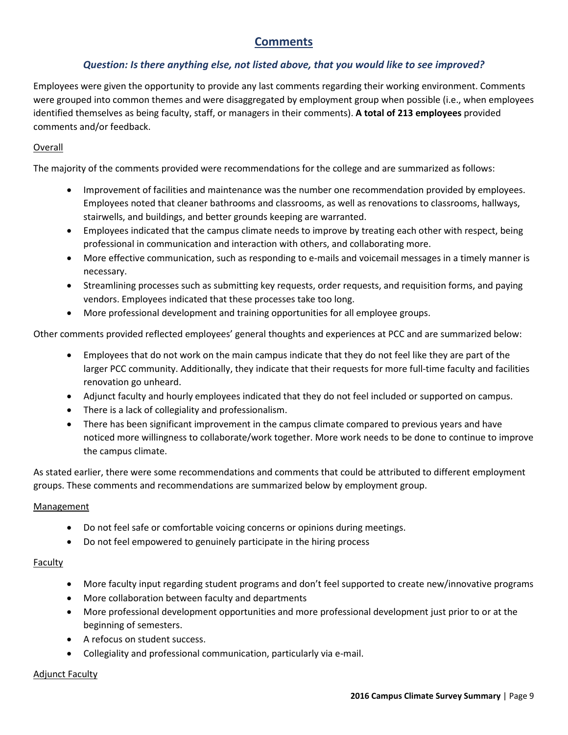## Comments

### *Question: Is there anything else, not listed above, that you would like to see improved?*

Employees were given the opportunity to provide any last comments regarding their working environment. Comments were grouped into common themes and were disaggregated by employment group when possible (i.e., when employees identified themselves as being faculty, staff, or managers in their comments). **A total of 213 employees** provided comments and/or feedback.

<u>Overall</u>

The majority of the comments provided were recommendations for the college and are summarized as follows:

- Improvement of facilities and maintenance was the number one recommendation provided by employees. Employees noted that cleaner bathrooms and classrooms, as well as renovations to classrooms, hallways, stairwells, and buildings, and better grounds keeping are warranted.
- Employees indicated that the campus climate needs to improve by treating each other with respect, being professional in communication and interaction with others, and collaborating more.
- More effective communication, such as responding to e-mails and voicemail messages in a timely manner is necessary.
- Streamlining processes such as submitting key requests, order requests, and requisition forms, and paying vendors. Employees indicated that these processes take too long.
- More professional development and training opportunities for all employee groups.

Other comments provided reflected employees' general thoughts and experiences at PCC and are summarized below:

- Employees that do not work on the main campus indicate that they do not feel like they are part of the larger PCC community. Additionally, they indicate that their requests for more full-time faculty and facilities renovation go unheard.
- Adjunct faculty and hourly employees indicated that they do not feel included or supported on campus.
- There is a lack of collegiality and professionalism.
- There has been significant improvement in the campus climate compared to previous years and have noticed more willingness to collaborate/work together. More work needs to be done to continue to improve the campus climate.

As stated earlier, there were some recommendations and comments that could be attributed to different employment groups. These comments and recommendations are summarized below by employment group.

<u>Management</u>

- Do not feel safe or comfortable voicing concerns or opinions during meetings.
- Do not feel empowered to genuinely participate in the hiring process

<u>Faculty</u>

- More faculty input regarding student programs and don't feel supported to create new/innovative programs
- More collaboration between faculty and departments
- More professional development opportunities and more professional development just prior to or at the beginning of semesters.
- A refocus on student success.
- Collegiality and professional communication, particularly via e-mail.

<u>Adjunct Faculty</u>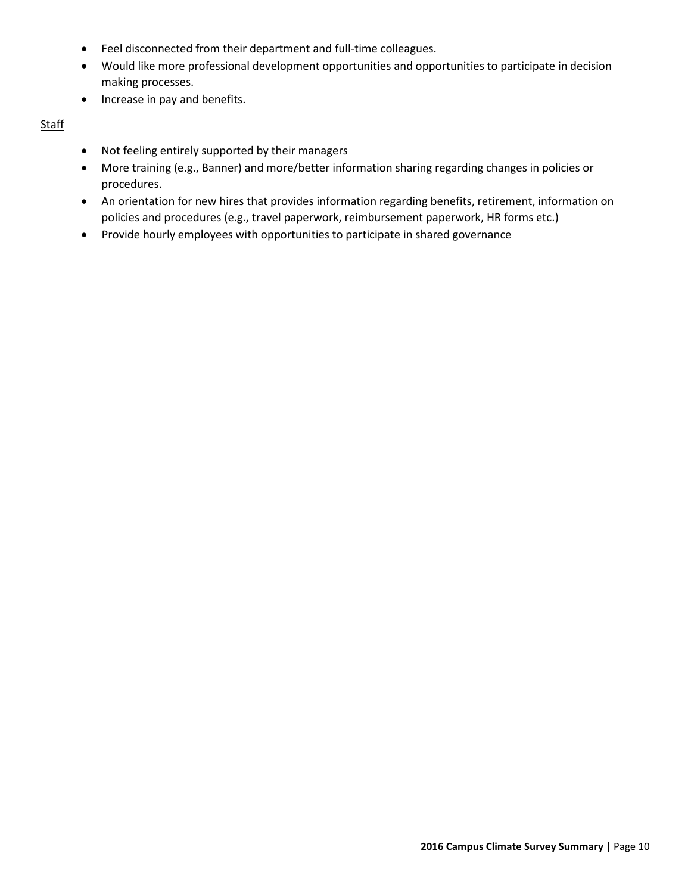- Feel disconnected from their department and full-time colleagues.
- Would like more professional development opportunities and opportunities to participate in decision making processes.
- Increase in pay and benefits.

Staff

- Not feeling entirely supported by their managers
- More training (e.g., Banner) and more/better information sharing regarding changes in policies or procedures.
- An orientation for new hires that provides information regarding benefits, retirement, information on policies and procedures (e.g., travel paperwork, reimbursement paperwork, HR forms etc.)
- Provide hourly employees with opportunities to participate in shared governance